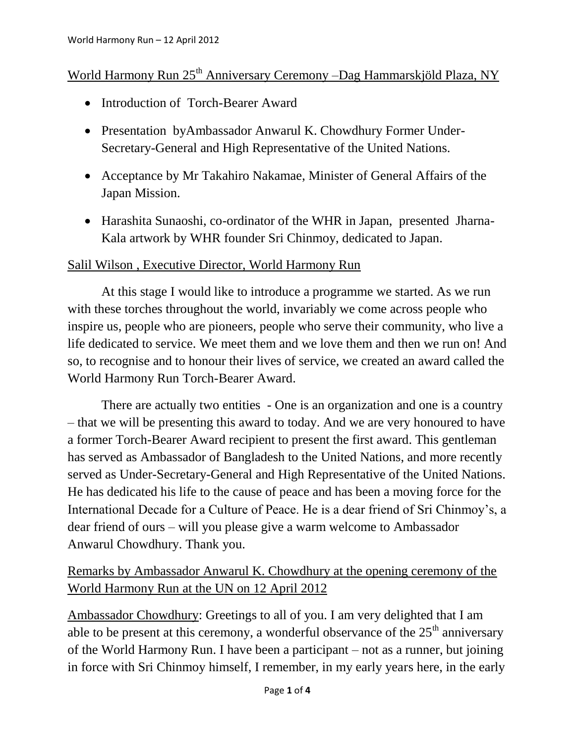## World Harmony Run 25th Anniversary Ceremony –Dag Hammarskjöld Plaza, NY

- Introduction of Torch-Bearer Award
- Presentation byAmbassador Anwarul K. Chowdhury Former Under-Secretary-General and High Representative of the United Nations.
- Acceptance by Mr Takahiro Nakamae, Minister of General Affairs of the Japan Mission.
- Harashita Sunaoshi, co-ordinator of the WHR in Japan, presented Jharna-Kala artwork by WHR founder Sri Chinmoy, dedicated to Japan.

### Salil Wilson , Executive Director, World Harmony Run

At this stage I would like to introduce a programme we started. As we run with these torches throughout the world, invariably we come across people who inspire us, people who are pioneers, people who serve their community, who live a life dedicated to service. We meet them and we love them and then we run on! And so, to recognise and to honour their lives of service, we created an award called the World Harmony Run Torch-Bearer Award.

There are actually two entities - One is an organization and one is a country – that we will be presenting this award to today. And we are very honoured to have a former Torch-Bearer Award recipient to present the first award. This gentleman has served as Ambassador of Bangladesh to the United Nations, and more recently served as Under-Secretary-General and High Representative of the United Nations. He has dedicated his life to the cause of peace and has been a moving force for the International Decade for a Culture of Peace. He is a dear friend of Sri Chinmoy's, a dear friend of ours – will you please give a warm welcome to Ambassador Anwarul Chowdhury. Thank you.

### Remarks by Ambassador Anwarul K. Chowdhury at the opening ceremony of the World Harmony Run at the UN on 12 April 2012

Ambassador Chowdhury: Greetings to all of you. I am very delighted that I am able to be present at this ceremony, a wonderful observance of the 25th anniversary of the World Harmony Run. I have been a participant – not as a runner, but joining in force with Sri Chinmoy himself, I remember, in my early years here, in the early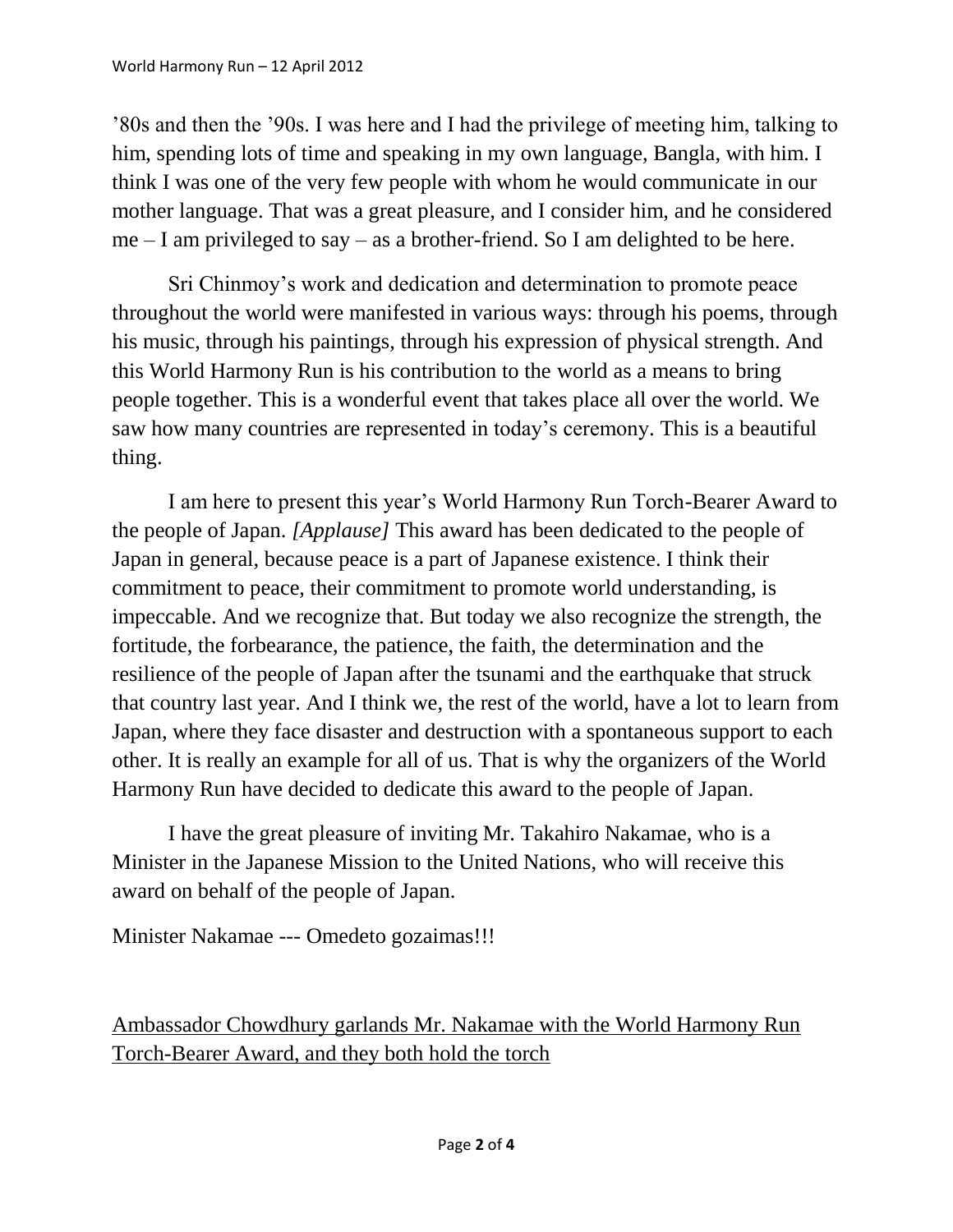’80s and then the ’90s. I was here and I had the privilege of meeting him, talking to him, spending lots of time and speaking in my own language, Bangla, with him. I think I was one of the very few people with whom he would communicate in our mother language. That was a great pleasure, and I consider him, and he considered me – I am privileged to say – as a brother-friend. So I am delighted to be here.

Sri Chinmoy’s work and dedication and determination to promote peace throughout the world were manifested in various ways: through his poems, through his music, through his paintings, through his expression of physical strength. And this World Harmony Run is his contribution to the world as a means to bring people together. This is a wonderful event that takes place all over the world. We saw how many countries are represented in today’s ceremony. This is a beautiful thing.

I am here to present this year’s World Harmony Run Torch-Bearer Award to the people of Japan. *[Applause]* This award has been dedicated to the people of Japan in general, because peace is a part of Japanese existence. I think their commitment to peace, their commitment to promote world understanding, is impeccable. And we recognize that. But today we also recognize the strength, the fortitude, the forbearance, the patience, the faith, the determination and the resilience of the people of Japan after the tsunami and the earthquake that struck that country last year. And I think we, the rest of the world, have a lot to learn from Japan, where they face disaster and destruction with a spontaneous support to each other. It is really an example for all of us. That is why the organizers of the World Harmony Run have decided to dedicate this award to the people of Japan.

I have the great pleasure of inviting Mr. Takahiro Nakamae, who is a Minister in the Japanese Mission to the United Nations, who will receive this award on behalf of the people of Japan.

Minister Nakamae --- Omedeto gozaimas!!!

<u>Ambassador Chowdhury garlands Mr. Nakamae with the World Harmony Run Torch-Bearer Award, and they both hold the torch</u>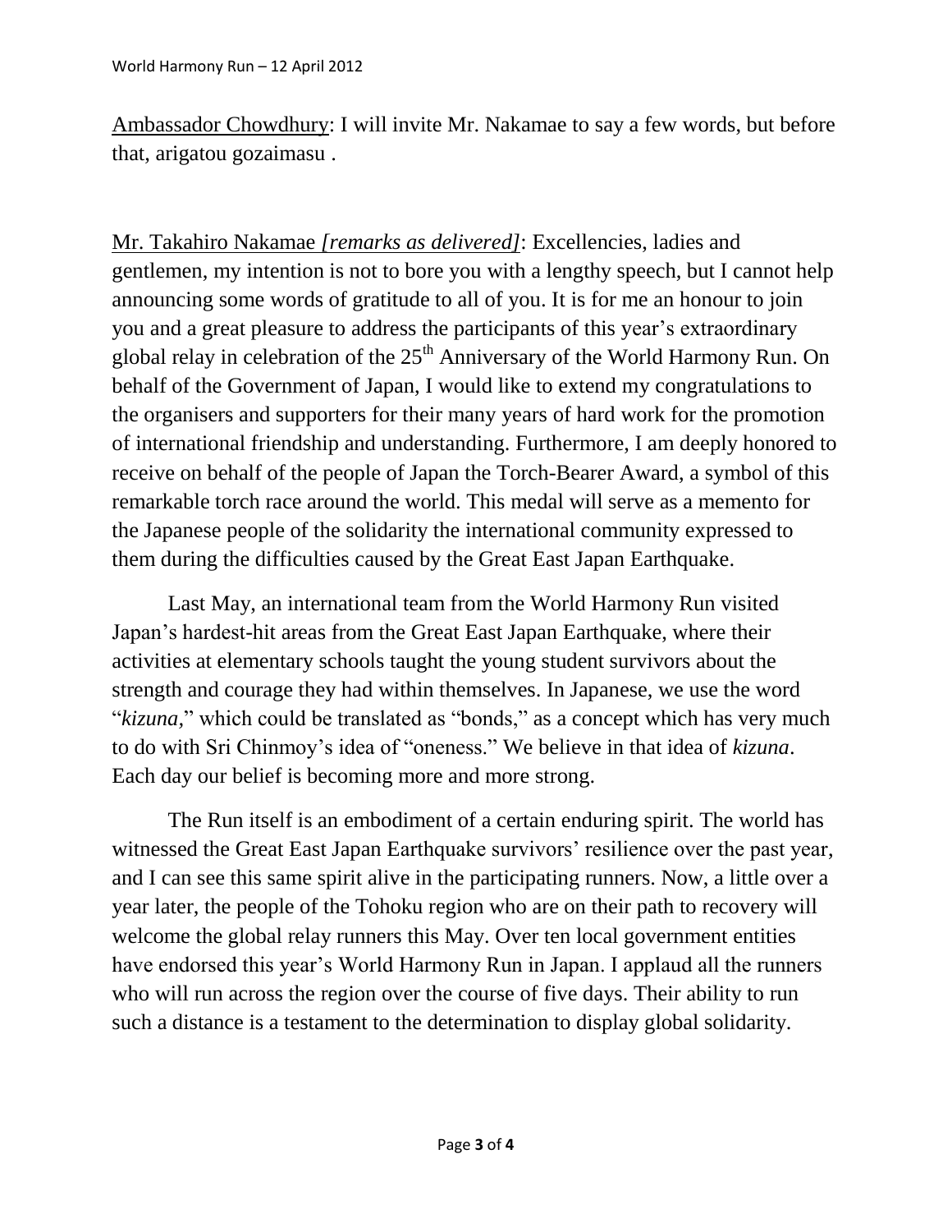Ambassador Chowdhury: I will invite Mr. Nakamae to say a few words, but before that, arigatou gozaimasu .

Mr. Takahiro Nakamae *[remarks as delivered]*: Excellencies, ladies and gentlemen, my intention is not to bore you with a lengthy speech, but I cannot help announcing some words of gratitude to all of you. It is for me an honour to join you and a great pleasure to address the participants of this year's extraordinary global relay in celebration of the 25th Anniversary of the World Harmony Run. On behalf of the Government of Japan, I would like to extend my congratulations to the organisers and supporters for their many years of hard work for the promotion of international friendship and understanding. Furthermore, I am deeply honored to receive on behalf of the people of Japan the Torch-Bearer Award, a symbol of this remarkable torch race around the world. This medal will serve as a memento for the Japanese people of the solidarity the international community expressed to them during the difficulties caused by the Great East Japan Earthquake.

Last May, an international team from the World Harmony Run visited Japan's hardest-hit areas from the Great East Japan Earthquake, where their activities at elementary schools taught the young student survivors about the strength and courage they had within themselves. In Japanese, we use the word "*kizuna*," which could be translated as "bonds," as a concept which has very much to do with Sri Chinmoy's idea of "oneness." We believe in that idea of *kizuna*. Each day our belief is becoming more and more strong.

The Run itself is an embodiment of a certain enduring spirit. The world has witnessed the Great East Japan Earthquake survivors' resilience over the past year, and I can see this same spirit alive in the participating runners. Now, a little over a year later, the people of the Tohoku region who are on their path to recovery will welcome the global relay runners this May. Over ten local government entities have endorsed this year's World Harmony Run in Japan. I applaud all the runners who will run across the region over the course of five days. Their ability to run such a distance is a testament to the determination to display global solidarity.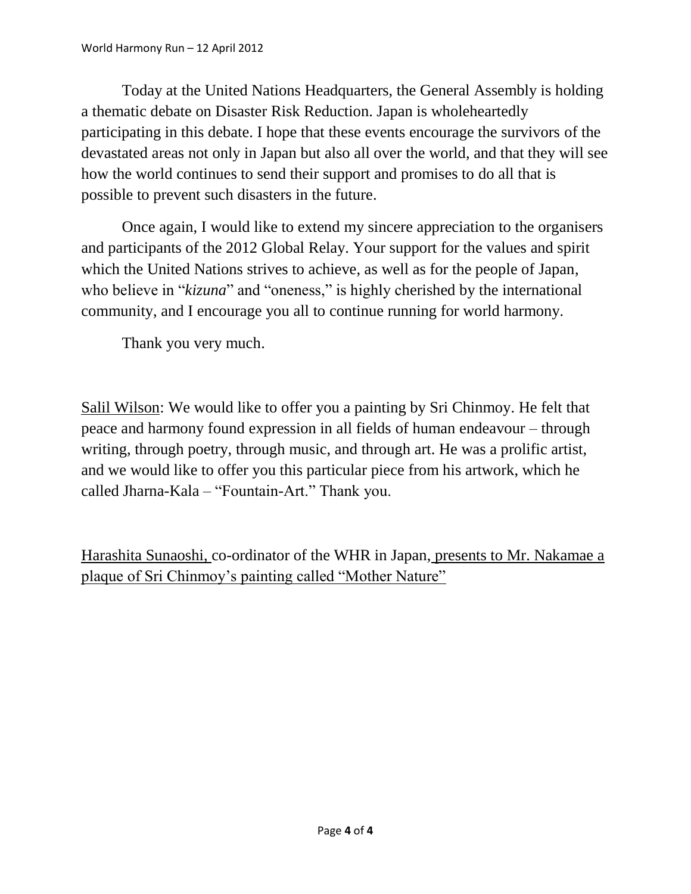Today at the United Nations Headquarters, the General Assembly is holding a thematic debate on Disaster Risk Reduction. Japan is wholeheartedly participating in this debate. I hope that these events encourage the survivors of the devastated areas not only in Japan but also all over the world, and that they will see how the world continues to send their support and promises to do all that is possible to prevent such disasters in the future.

Once again, I would like to extend my sincere appreciation to the organisers and participants of the 2012 Global Relay. Your support for the values and spirit which the United Nations strives to achieve, as well as for the people of Japan, who believe in "*kizuna*" and "oneness," is highly cherished by the international community, and I encourage you all to continue running for world harmony.

Thank you very much.

Salil Wilson: We would like to offer you a painting by Sri Chinmoy. He felt that peace and harmony found expression in all fields of human endeavour – through writing, through poetry, through music, and through art. He was a prolific artist, and we would like to offer you this particular piece from his artwork, which he called Jharna-Kala – "Fountain-Art." Thank you.

Harashita Sunaoshi, co-ordinator of the WHR in Japan, presents to Mr. Nakamae a plaque of Sri Chinmoy's painting called "Mother Nature"